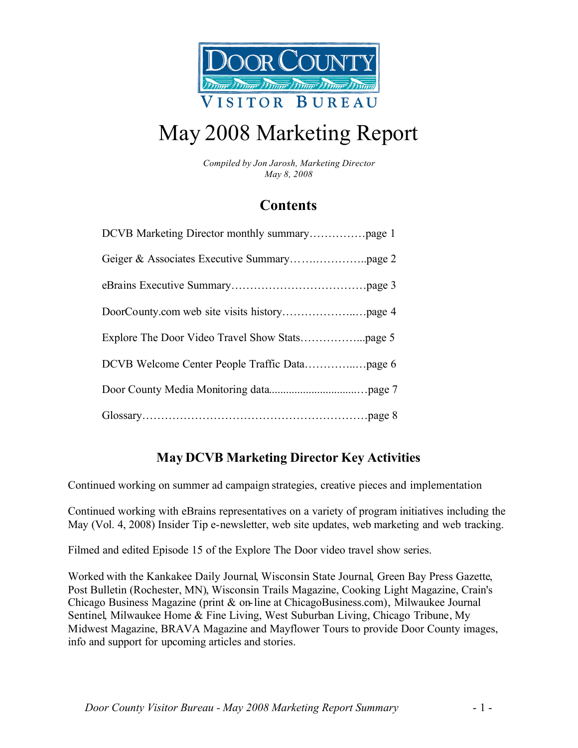Door County Visitor Bureau

# May 2008 Marketing Report

*Compiled by Jon Jarosh, Marketing Director*
*May 8, 2008*

## Contents

DCVB Marketing Director monthly summary……………page 1

Geiger & Associates Executive Summary…….…………..page 2

eBrains Executive Summary………………………………page 3

DoorCounty.com web site visits history………………..…page 4

Explore The Door Video Travel Show Stats……………...page 5

DCVB Welcome Center People Traffic Data…………..…page 6

Door County Media Monitoring data..............................…page 7

Glossary……………………………………………………page 8

## May DCVB Marketing Director Key Activities

Continued working on summer ad campaign strategies, creative pieces and implementation

Continued working with eBrains representatives on a variety of program initiatives including the May (Vol. 4, 2008) Insider Tip e-newsletter, web site updates, web marketing and web tracking.

Filmed and edited Episode 15 of the Explore The Door video travel show series.

Worked with the Kankakee Daily Journal, Wisconsin State Journal, Green Bay Press Gazette, Post Bulletin (Rochester, MN), Wisconsin Trails Magazine, Cooking Light Magazine, Crain's Chicago Business Magazine (print & on-line at ChicagoBusiness.com), Milwaukee Journal Sentinel, Milwaukee Home & Fine Living, West Suburban Living, Chicago Tribune, My Midwest Magazine, BRAVA Magazine and Mayflower Tours to provide Door County images, info and support for upcoming articles and stories.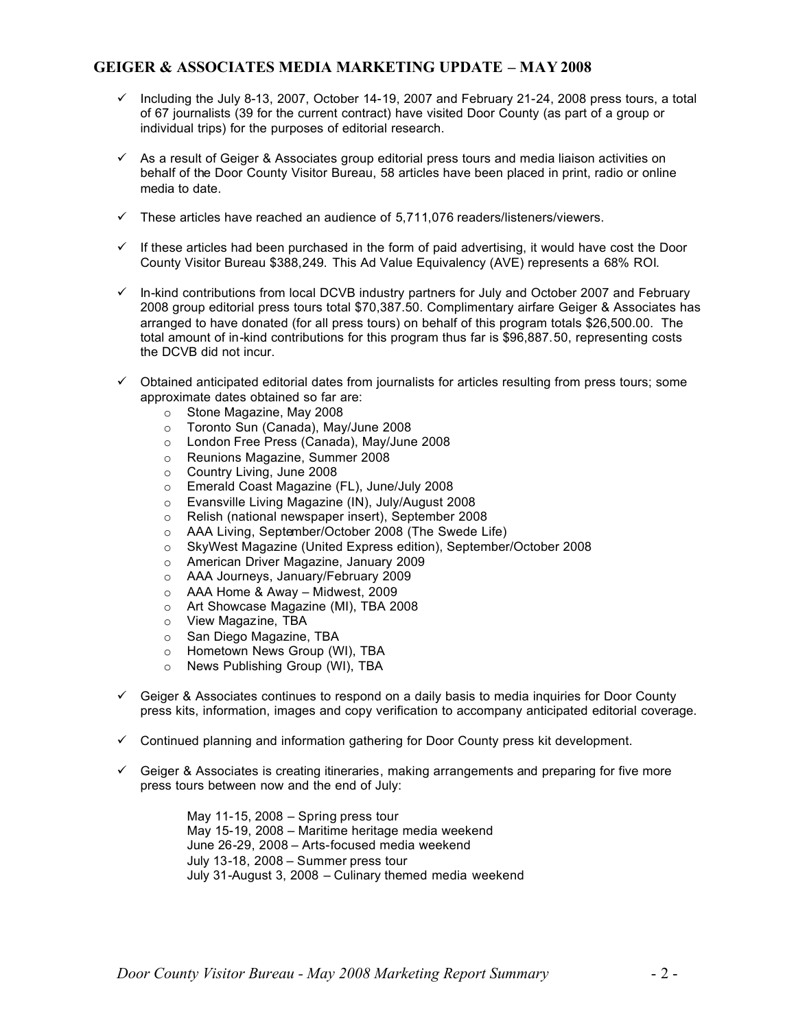## GEIGER & ASSOCIATES MEDIA MARKETING UPDATE – MAY 2008

- ✓ Including the July 8-13, 2007, October 14-19, 2007 and February 21-24, 2008 press tours, a total of 67 journalists (39 for the current contract) have visited Door County (as part of a group or individual trips) for the purposes of editorial research.

- ✓ As a result of Geiger & Associates group editorial press tours and media liaison activities on behalf of the Door County Visitor Bureau, 58 articles have been placed in print, radio or online media to date.

- ✓ These articles have reached an audience of 5,711,076 readers/listeners/viewers.

- ✓ If these articles had been purchased in the form of paid advertising, it would have cost the Door County Visitor Bureau $388,249. This Ad Value Equivalency (AVE) represents a 68% ROI.

- ✓ In-kind contributions from local DCVB industry partners for July and October 2007 and February 2008 group editorial press tours total $70,387.50. Complimentary airfare Geiger & Associates has arranged to have donated (for all press tours) on behalf of this program totals $26,500.00. The total amount of in-kind contributions for this program thus far is $96,887.50, representing costs the DCVB did not incur.

- ✓ Obtained anticipated editorial dates from journalists for articles resulting from press tours; some approximate dates obtained so far are:
  - Stone Magazine, May 2008
  - Toronto Sun (Canada), May/June 2008
  - London Free Press (Canada), May/June 2008
  - Reunions Magazine, Summer 2008
  - Country Living, June 2008
  - Emerald Coast Magazine (FL), June/July 2008
  - Evansville Living Magazine (IN), July/August 2008
  - Relish (national newspaper insert), September 2008
  - AAA Living, September/October 2008 (The Swede Life)
  - SkyWest Magazine (United Express edition), September/October 2008
  - American Driver Magazine, January 2009
  - AAA Journeys, January/February 2009
  - AAA Home & Away – Midwest, 2009
  - Art Showcase Magazine (MI), TBA 2008
  - View Magazine, TBA
  - San Diego Magazine, TBA
  - Hometown News Group (WI), TBA
  - News Publishing Group (WI), TBA

- ✓ Geiger & Associates continues to respond on a daily basis to media inquiries for Door County press kits, information, images and copy verification to accompany anticipated editorial coverage.

- ✓ Continued planning and information gathering for Door County press kit development.

- ✓ Geiger & Associates is creating itineraries, making arrangements and preparing for five more press tours between now and the end of July:

  May 11-15, 2008 – Spring press tour
  May 15-19, 2008 – Maritime heritage media weekend
  June 26-29, 2008 – Arts-focused media weekend
  July 13-18, 2008 – Summer press tour
  July 31-August 3, 2008 – Culinary themed media weekend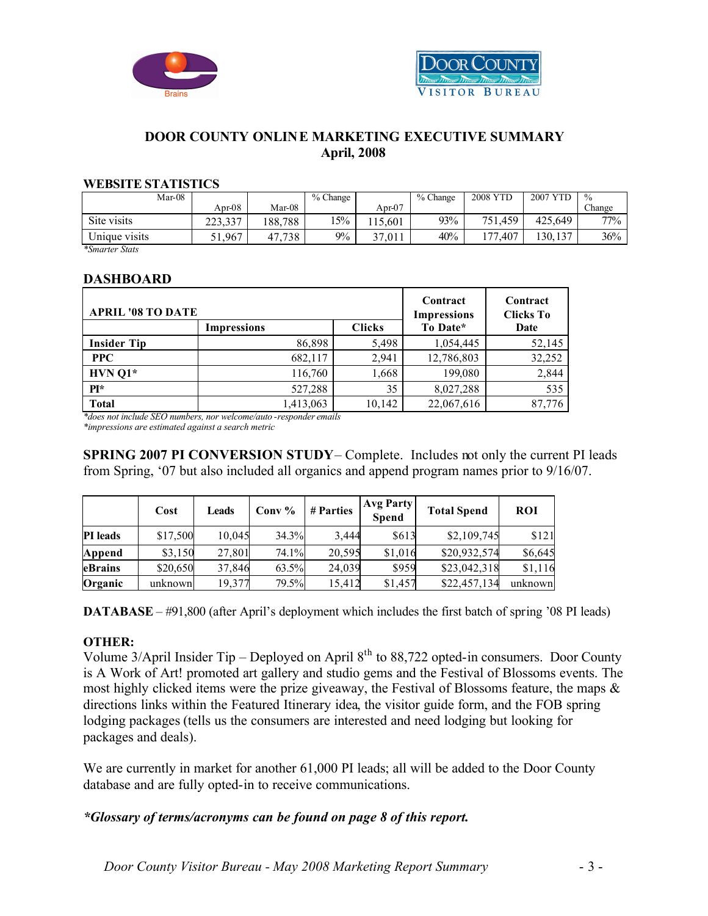# DOOR COUNTY ONLINE MARKETING EXECUTIVE SUMMARY
## April, 2008

### WEBSITE STATISTICS

| Mar-08 | Apr-08 | Mar-08 | % Change | Apr-07 | % Change | 2008 YTD | 2007 YTD | % Change |
|---|---|---|---|---|---|---|---|---|
| Site visits | 223,337 | 188,788 | 15% | 115,601 | 93% | 751,459 | 425,649 | 77% |
| Unique visits | 51,967 | 47,738 | 9% | 37,011 | 40% | 177,407 | 130,137 | 36% |

*Smarter Stats*

### DASHBOARD

| APRIL '08 TO DATE | Impressions | Clicks | Contract Impressions To Date* | Contract Clicks To Date |
|---|---|---|---|---|
| **Insider Tip** | 86,898 | 5,498 | 1,054,445 | 52,145 |
| **PPC** | 682,117 | 2,941 | 12,786,803 | 32,252 |
| **HVN Q1*** | 116,760 | 1,668 | 199,080 | 2,844 |
| **PI*** | 527,288 | 35 | 8,027,288 | 535 |
| **Total** | 1,413,063 | 10,142 | 22,067,616 | 87,776 |

*\*does not include SEO numbers, nor welcome/auto-responder emails*
*\*impressions are estimated against a search metric*

**SPRING 2007 PI CONVERSION STUDY** – Complete. Includes not only the current PI leads from Spring, '07 but also included all organics and append program names prior to 9/16/07.

| | Cost | Leads | Conv % | # Parties | Avg Party Spend | Total Spend | ROI |
|---|---|---|---|---|---|---|---|
| **PI leads** | $17,500 | 10,045 | 34.3% | 3,444 | $613 | $2,109,745 | $121 |
| **Append** | $3,150 | 27,801 | 74.1% | 20,595 | $1,016 | $20,932,574 | $6,645 |
| **eBrains** | $20,650 | 37,846 | 63.5% | 24,039 | $959 | $23,042,318 | $1,116 |
| **Organic** | unknown | 19,377 | 79.5% | 15,412 | $1,457 | $22,457,134 | unknown |

**DATABASE** – #91,800 (after April's deployment which includes the first batch of spring '08 PI leads)

**OTHER:**

Volume 3/April Insider Tip – Deployed on April 8th to 88,722 opted-in consumers. Door County is A Work of Art! promoted art gallery and studio gems and the Festival of Blossoms events. The most highly clicked items were the prize giveaway, the Festival of Blossoms feature, the maps & directions links within the Featured Itinerary idea, the visitor guide form, and the FOB spring lodging packages (tells us the consumers are interested and need lodging but looking for packages and deals).

We are currently in market for another 61,000 PI leads; all will be added to the Door County database and are fully opted-in to receive communications.

***\*Glossary of terms/acronyms can be found on page 8 of this report.***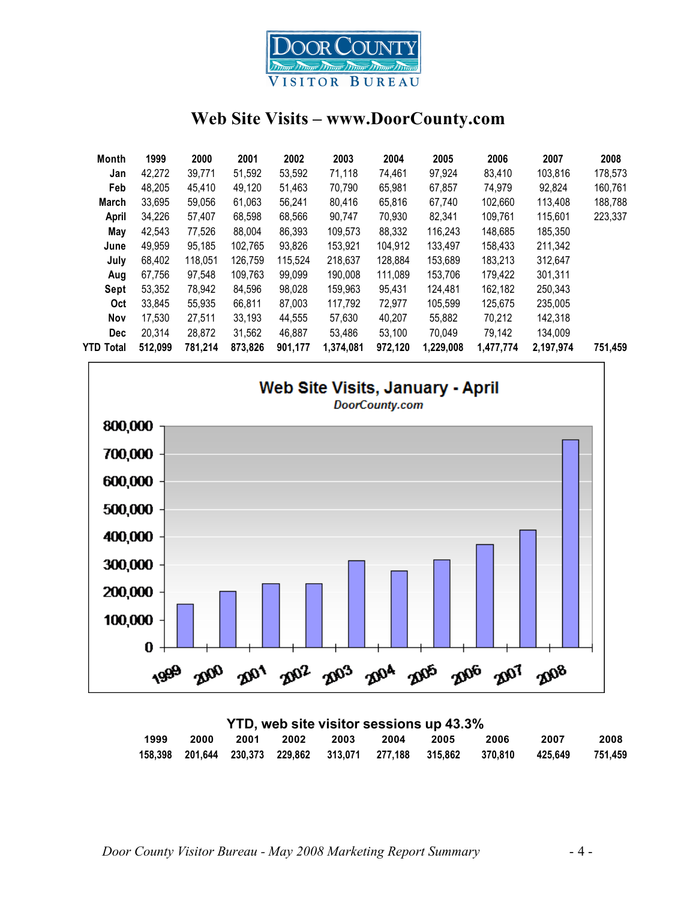# Door County Visitor Bureau

## Web Site Visits – www.DoorCounty.com

| Month | 1999 | 2000 | 2001 | 2002 | 2003 | 2004 | 2005 | 2006 | 2007 | 2008 |
|---|---|---|---|---|---|---|---|---|---|---|
| Jan | 42,272 | 39,771 | 51,592 | 53,592 | 71,118 | 74,461 | 97,924 | 83,410 | 103,816 | 178,573 |
| Feb | 48,205 | 45,410 | 49,120 | 51,463 | 70,790 | 65,981 | 67,857 | 74,979 | 92,824 | 160,761 |
| March | 33,695 | 59,056 | 61,063 | 56,241 | 80,416 | 65,816 | 67,740 | 102,660 | 113,408 | 188,788 |
| April | 34,226 | 57,407 | 68,598 | 68,566 | 90,747 | 70,930 | 82,341 | 109,761 | 115,601 | 223,337 |
| May | 42,543 | 77,526 | 88,004 | 86,393 | 109,573 | 88,332 | 116,243 | 148,685 | 185,350 | |
| June | 49,959 | 95,185 | 102,765 | 93,826 | 153,921 | 104,912 | 133,497 | 158,433 | 211,342 | |
| July | 68,402 | 118,051 | 126,759 | 115,524 | 218,637 | 128,884 | 153,689 | 183,213 | 312,647 | |
| Aug | 67,756 | 97,548 | 109,763 | 99,099 | 190,008 | 111,089 | 153,706 | 179,422 | 301,311 | |
| Sept | 53,352 | 78,942 | 84,596 | 98,028 | 159,963 | 95,431 | 124,481 | 162,182 | 250,343 | |
| Oct | 33,845 | 55,935 | 66,811 | 87,003 | 117,792 | 72,977 | 105,599 | 125,675 | 235,005 | |
| Nov | 17,530 | 27,511 | 33,193 | 44,555 | 57,630 | 40,207 | 55,882 | 70,212 | 142,318 | |
| Dec | 20,314 | 28,872 | 31,562 | 46,887 | 53,486 | 53,100 | 70,049 | 79,142 | 134,009 | |
| **YTD Total** | **512,099** | **781,214** | **873,826** | **901,177** | **1,374,081** | **972,120** | **1,229,008** | **1,477,774** | **2,197,974** | **751,459** |

**Web Site Visits, January - April**
*DoorCounty.com*

### YTD, web site visitor sessions up 43.3%

| 1999 | 2000 | 2001 | 2002 | 2003 | 2004 | 2005 | 2006 | 2007 | 2008 |
|---|---|---|---|---|---|---|---|---|---|
| 158,398 | 201,644 | 230,373 | 229,862 | 313,071 | 277,188 | 315,862 | 370,810 | 425,649 | 751,459 |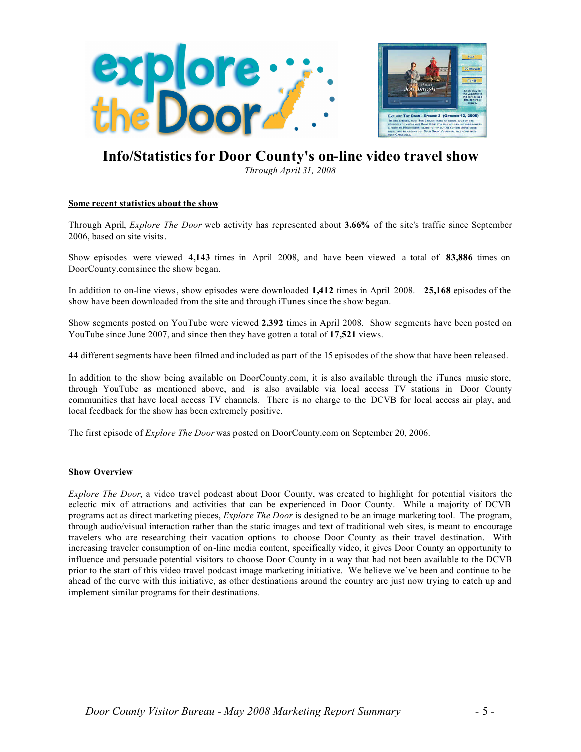# Info/Statistics for Door County's on-line video travel show

*Through April 31, 2008*

## Some recent statistics about the show

Through April, *Explore The Door* web activity has represented about **3.66%** of the site's traffic since September 2006, based on site visits.

Show episodes were viewed **4,143** times in April 2008, and have been viewed a total of **83,886** times on DoorCounty.com since the show began.

In addition to on-line views, show episodes were downloaded **1,412** times in April 2008. **25,168** episodes of the show have been downloaded from the site and through iTunes since the show began.

Show segments posted on YouTube were viewed **2,392** times in April 2008. Show segments have been posted on YouTube since June 2007, and since then they have gotten a total of **17,521** views.

**44** different segments have been filmed and included as part of the 15 episodes of the show that have been released.

In addition to the show being available on DoorCounty.com, it is also available through the iTunes music store, through YouTube as mentioned above, and is also available via local access TV stations in Door County communities that have local access TV channels. There is no charge to the DCVB for local access air play, and local feedback for the show has been extremely positive.

The first episode of *Explore The Door* was posted on DoorCounty.com on September 20, 2006.

## Show Overview

*Explore The Door*, a video travel podcast about Door County, was created to highlight for potential visitors the eclectic mix of attractions and activities that can be experienced in Door County. While a majority of DCVB programs act as direct marketing pieces, *Explore The Door* is designed to be an image marketing tool. The program, through audio/visual interaction rather than the static images and text of traditional web sites, is meant to encourage travelers who are researching their vacation options to choose Door County as their travel destination. With increasing traveler consumption of on-line media content, specifically video, it gives Door County an opportunity to influence and persuade potential visitors to choose Door County in a way that had not been available to the DCVB prior to the start of this video travel podcast image marketing initiative. We believe we've been and continue to be ahead of the curve with this initiative, as other destinations around the country are just now trying to catch up and implement similar programs for their destinations.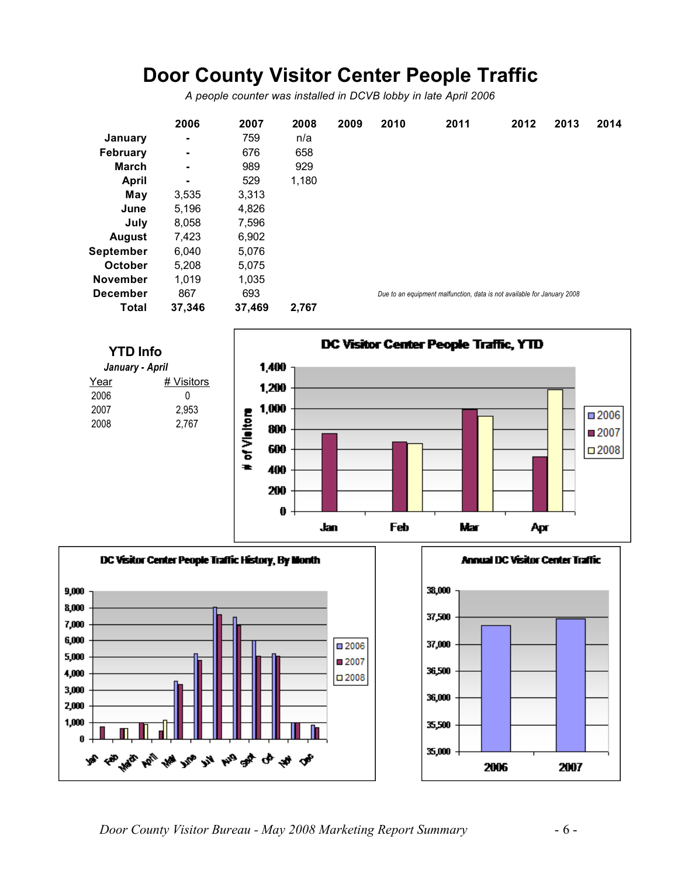# Door County Visitor Center People Traffic

*A people counter was installed in DCVB lobby in late April 2006*

| | 2006 | 2007 | 2008 | 2009 | 2010 | 2011 | 2012 | 2013 | 2014 |
|---|---|---|---|---|---|---|---|---|---|
| **January** | - | 759 | n/a | | | | | | |
| **February** | - | 676 | 658 | | | | | | |
| **March** | - | 989 | 929 | | | | | | |
| **April** | - | 529 | 1,180 | | | | | | |
| **May** | 3,535 | 3,313 | | | | | | | |
| **June** | 5,196 | 4,826 | | | | | | | |
| **July** | 8,058 | 7,596 | | | | | | | |
| **August** | 7,423 | 6,902 | | | | | | | |
| **September** | 6,040 | 5,076 | | | | | | | |
| **October** | 5,208 | 5,075 | | | | | | | |
| **November** | 1,019 | 1,035 | | | | | | | |
| **December** | 867 | 693 | | | | | | | |
| **Total** | **37,346** | **37,469** | **2,767** | | | | | | |

*Due to an equipment malfunction, data is not available for January 2008*

## YTD Info

*January - April*

| Year | # Visitors |
|---|---|
| 2006 | 0 |
| 2007 | 2,953 |
| 2008 | 2,767 |

**DC Visitor Center People Traffic, YTD**

**DC Visitor Center People Traffic History, By Month**

**Annual DC Visitor Center Traffic**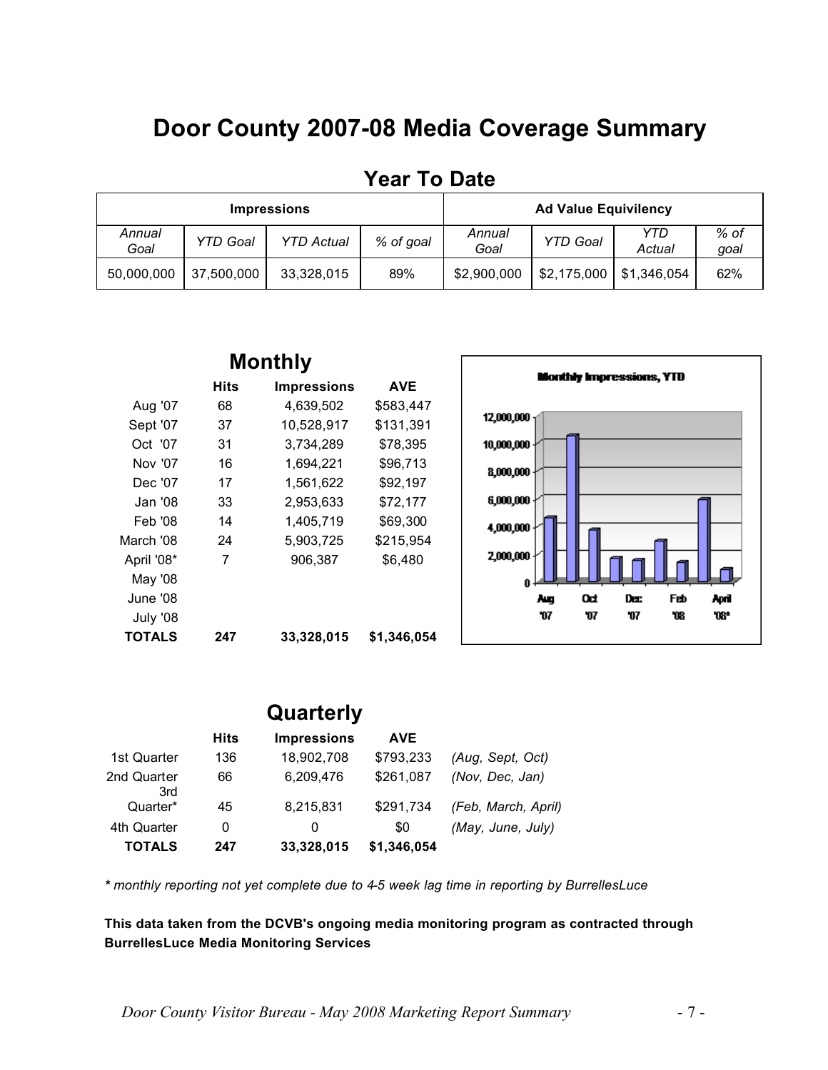# Door County 2007-08 Media Coverage Summary

## Year To Date

| Impressions | | | | Ad Value Equivilency | | | |
|---|---|---|---|---|---|---|---|
| *Annual Goal* | *YTD Goal* | *YTD Actual* | *% of goal* | *Annual Goal* | *YTD Goal* | *YTD Actual* | *% of goal* |
| 50,000,000 | 37,500,000 | 33,328,015 | 89% | $2,900,000 | $2,175,000 | $1,346,054 | 62% |

## Monthly

| | Hits | Impressions | AVE |
|---|---|---|---|
| Aug '07 | 68 | 4,639,502 | $583,447 |
| Sept '07 | 37 | 10,528,917 | $131,391 |
| Oct '07 | 31 | 3,734,289 | $78,395 |
| Nov '07 | 16 | 1,694,221 | $96,713 |
| Dec '07 | 17 | 1,561,622 | $92,197 |
| Jan '08 | 33 | 2,953,633 | $72,177 |
| Feb '08 | 14 | 1,405,719 | $69,300 |
| March '08 | 24 | 5,903,725 | $215,954 |
| April '08* | 7 | 906,387 | $6,480 |
| May '08 | | | |
| June '08 | | | |
| July '08 | | | |
| **TOTALS** | **247** | **33,328,015** | **$1,346,054** |

**Monthly Impressions, YTD**

## Quarterly

| | Hits | Impressions | AVE | |
|---|---|---|---|---|
| 1st Quarter | 136 | 18,902,708 | $793,233 | *(Aug, Sept, Oct)* |
| 2nd Quarter | 66 | 6,209,476 | $261,087 | *(Nov, Dec, Jan)* |
| 3rd Quarter* | 45 | 8,215,831 | $291,734 | *(Feb, March, April)* |
| 4th Quarter | 0 | 0 | $0 | *(May, June, July)* |
| **TOTALS** | **247** | **33,328,015** | **$1,346,054** | |

*\* monthly reporting not yet complete due to 4-5 week lag time in reporting by BurrellesLuce*

**This data taken from the DCVB's ongoing media monitoring program as contracted through BurrellesLuce Media Monitoring Services**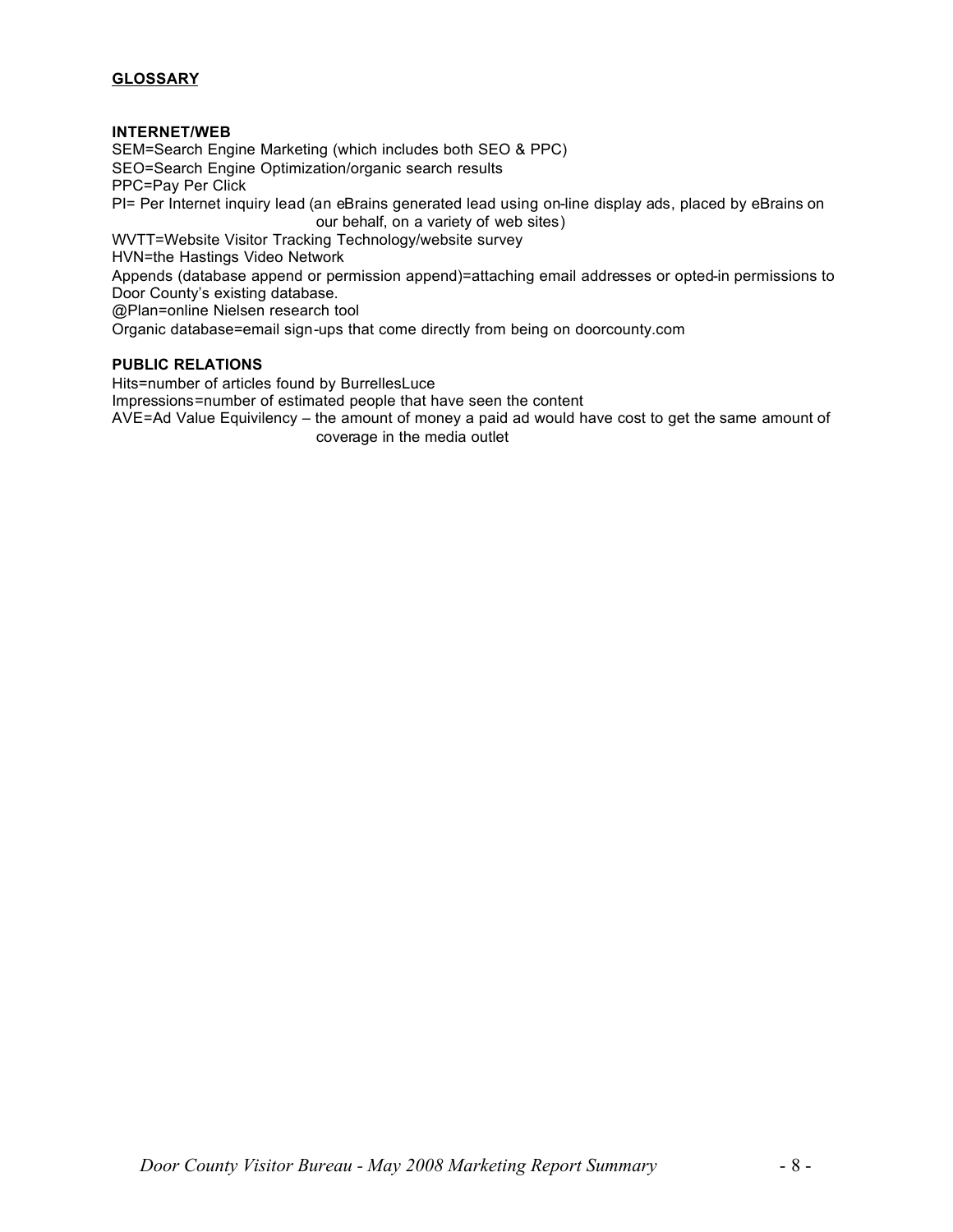**GLOSSARY**

**INTERNET/WEB**

SEM=Search Engine Marketing (which includes both SEO & PPC)
SEO=Search Engine Optimization/organic search results
PPC=Pay Per Click
PI= Per Internet inquiry lead (an eBrains generated lead using on-line display ads, placed by eBrains on our behalf, on a variety of web sites)
WVTT=Website Visitor Tracking Technology/website survey
HVN=the Hastings Video Network
Appends (database append or permission append)=attaching email addresses or opted-in permissions to Door County's existing database.
@Plan=online Nielsen research tool
Organic database=email sign-ups that come directly from being on doorcounty.com

**PUBLIC RELATIONS**

Hits=number of articles found by BurrellesLuce
Impressions=number of estimated people that have seen the content
AVE=Ad Value Equivilency – the amount of money a paid ad would have cost to get the same amount of coverage in the media outlet